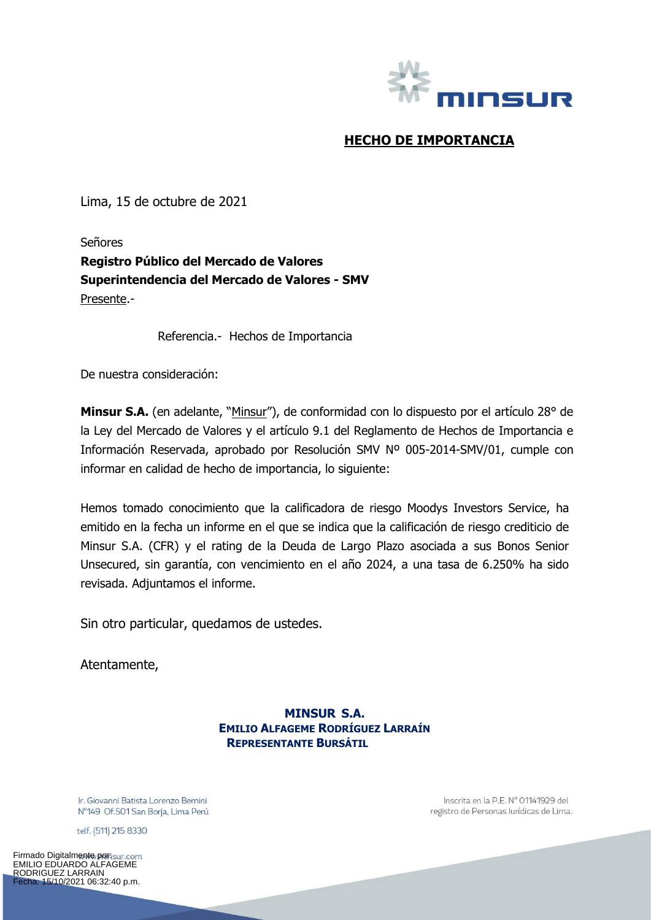# HECHO DE IMPORTANCIA

Lima, 15 de octubre de 2021

Señores
**Registro Público del Mercado de Valores**
**Superintendencia del Mercado de Valores - SMV**
Presente.-

Referencia.- Hechos de Importancia

De nuestra consideración:

**Minsur S.A.** (en adelante, "Minsur"), de conformidad con lo dispuesto por el artículo 28° de la Ley del Mercado de Valores y el artículo 9.1 del Reglamento de Hechos de Importancia e Información Reservada, aprobado por Resolución SMV Nº 005-2014-SMV/01, cumple con informar en calidad de hecho de importancia, lo siguiente:

Hemos tomado conocimiento que la calificadora de riesgo Moodys Investors Service, ha emitido en la fecha un informe en el que se indica que la calificación de riesgo crediticio de Minsur S.A. (CFR) y el rating de la Deuda de Largo Plazo asociada a sus Bonos Senior Unsecured, sin garantía, con vencimiento en el año 2024, a una tasa de 6.250% ha sido revisada. Adjuntamos el informe.

Sin otro particular, quedamos de ustedes.

Atentamente,

**MINSUR S.A.**
**EMILIO ALFAGEME RODRÍGUEZ LARRAÍN**
**REPRESENTANTE BURSÁTIL**

Jr. Giovanni Batista Lorenzo Bernini N°149 Of.501 San Borja, Lima Perú

telf. (511) 215 8330

www.minsur.com

Inscrita en la P.E. N° 01141929 del registro de Personas Jurídicas de Lima.

Firmado Digitalmente por:
EMILIO EDUARDO ALFAGEME RODRIGUEZ LARRAIN
Fecha: 15/10/2021 06:32:40 p.m.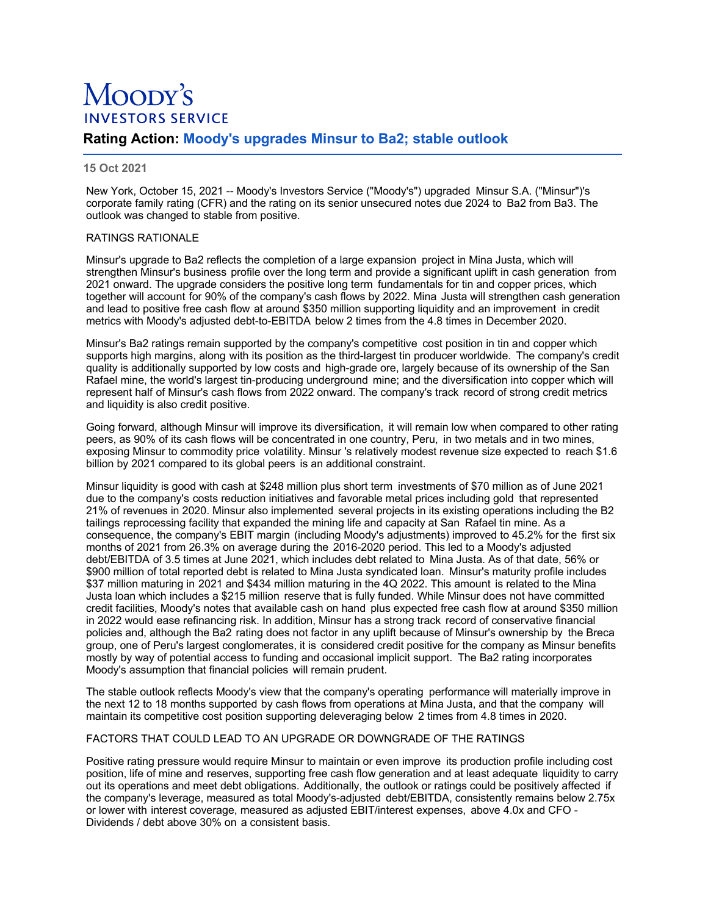# Moody's Investors Service

## Rating Action: Moody's upgrades Minsur to Ba2; stable outlook

**15 Oct 2021**

New York, October 15, 2021 -- Moody's Investors Service ("Moody's") upgraded Minsur S.A. ("Minsur")'s corporate family rating (CFR) and the rating on its senior unsecured notes due 2024 to Ba2 from Ba3. The outlook was changed to stable from positive.

RATINGS RATIONALE

Minsur's upgrade to Ba2 reflects the completion of a large expansion project in Mina Justa, which will strengthen Minsur's business profile over the long term and provide a significant uplift in cash generation from 2021 onward. The upgrade considers the positive long term fundamentals for tin and copper prices, which together will account for 90% of the company's cash flows by 2022. Mina Justa will strengthen cash generation and lead to positive free cash flow at around $350 million supporting liquidity and an improvement in credit metrics with Moody's adjusted debt-to-EBITDA below 2 times from the 4.8 times in December 2020.

Minsur's Ba2 ratings remain supported by the company's competitive cost position in tin and copper which supports high margins, along with its position as the third-largest tin producer worldwide. The company's credit quality is additionally supported by low costs and high-grade ore, largely because of its ownership of the San Rafael mine, the world's largest tin-producing underground mine; and the diversification into copper which will represent half of Minsur's cash flows from 2022 onward. The company's track record of strong credit metrics and liquidity is also credit positive.

Going forward, although Minsur will improve its diversification, it will remain low when compared to other rating peers, as 90% of its cash flows will be concentrated in one country, Peru, in two metals and in two mines, exposing Minsur to commodity price volatility. Minsur 's relatively modest revenue size expected to reach $1.6 billion by 2021 compared to its global peers is an additional constraint.

Minsur liquidity is good with cash at $248 million plus short term investments of $70 million as of June 2021 due to the company's costs reduction initiatives and favorable metal prices including gold that represented 21% of revenues in 2020. Minsur also implemented several projects in its existing operations including the B2 tailings reprocessing facility that expanded the mining life and capacity at San Rafael tin mine. As a consequence, the company's EBIT margin (including Moody's adjustments) improved to 45.2% for the first six months of 2021 from 26.3% on average during the 2016-2020 period. This led to a Moody's adjusted debt/EBITDA of 3.5 times at June 2021, which includes debt related to Mina Justa. As of that date, 56% or $900 million of total reported debt is related to Mina Justa syndicated loan. Minsur's maturity profile includes $37 million maturing in 2021 and $434 million maturing in the 4Q 2022. This amount is related to the Mina Justa loan which includes a $215 million reserve that is fully funded. While Minsur does not have committed credit facilities, Moody's notes that available cash on hand plus expected free cash flow at around $350 million in 2022 would ease refinancing risk. In addition, Minsur has a strong track record of conservative financial policies and, although the Ba2 rating does not factor in any uplift because of Minsur's ownership by the Breca group, one of Peru's largest conglomerates, it is considered credit positive for the company as Minsur benefits mostly by way of potential access to funding and occasional implicit support. The Ba2 rating incorporates Moody's assumption that financial policies will remain prudent.

The stable outlook reflects Moody's view that the company's operating performance will materially improve in the next 12 to 18 months supported by cash flows from operations at Mina Justa, and that the company will maintain its competitive cost position supporting deleveraging below 2 times from 4.8 times in 2020.

FACTORS THAT COULD LEAD TO AN UPGRADE OR DOWNGRADE OF THE RATINGS

Positive rating pressure would require Minsur to maintain or even improve its production profile including cost position, life of mine and reserves, supporting free cash flow generation and at least adequate liquidity to carry out its operations and meet debt obligations. Additionally, the outlook or ratings could be positively affected if the company's leverage, measured as total Moody's-adjusted debt/EBITDA, consistently remains below 2.75x or lower with interest coverage, measured as adjusted EBIT/interest expenses, above 4.0x and CFO - Dividends / debt above 30% on a consistent basis.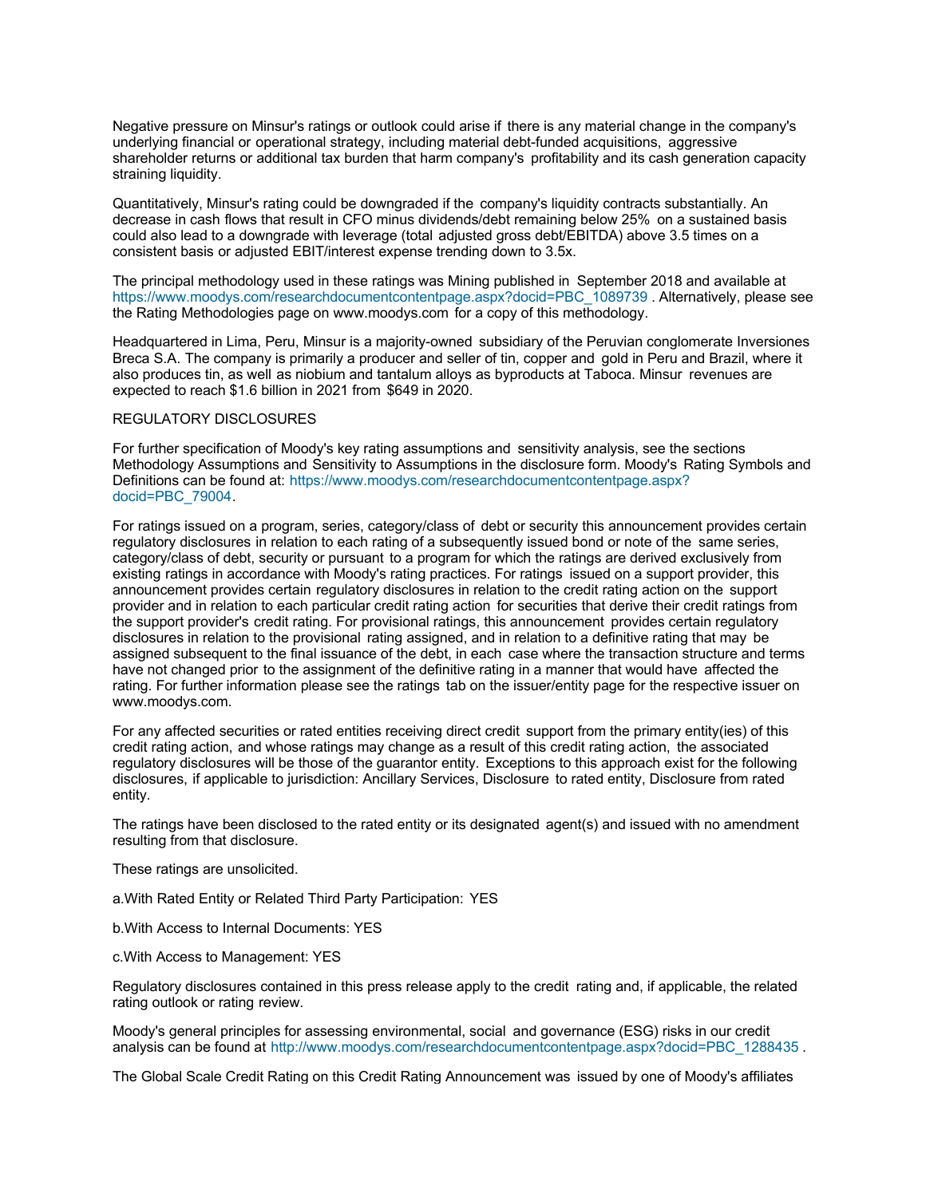Negative pressure on Minsur's ratings or outlook could arise if there is any material change in the company's underlying financial or operational strategy, including material debt-funded acquisitions, aggressive shareholder returns or additional tax burden that harm company's profitability and its cash generation capacity straining liquidity.

Quantitatively, Minsur's rating could be downgraded if the company's liquidity contracts substantially. An decrease in cash flows that result in CFO minus dividends/debt remaining below 25% on a sustained basis could also lead to a downgrade with leverage (total adjusted gross debt/EBITDA) above 3.5 times on a consistent basis or adjusted EBIT/interest expense trending down to 3.5x.

The principal methodology used in these ratings was Mining published in September 2018 and available at https://www.moodys.com/researchdocumentcontentpage.aspx?docid=PBC_1089739 . Alternatively, please see the Rating Methodologies page on www.moodys.com for a copy of this methodology.

Headquartered in Lima, Peru, Minsur is a majority-owned subsidiary of the Peruvian conglomerate Inversiones Breca S.A. The company is primarily a producer and seller of tin, copper and gold in Peru and Brazil, where it also produces tin, as well as niobium and tantalum alloys as byproducts at Taboca. Minsur revenues are expected to reach $1.6 billion in 2021 from $649 in 2020.

REGULATORY DISCLOSURES

For further specification of Moody's key rating assumptions and sensitivity analysis, see the sections Methodology Assumptions and Sensitivity to Assumptions in the disclosure form. Moody's Rating Symbols and Definitions can be found at: https://www.moodys.com/researchdocumentcontentpage.aspx?docid=PBC_79004.

For ratings issued on a program, series, category/class of debt or security this announcement provides certain regulatory disclosures in relation to each rating of a subsequently issued bond or note of the same series, category/class of debt, security or pursuant to a program for which the ratings are derived exclusively from existing ratings in accordance with Moody's rating practices. For ratings issued on a support provider, this announcement provides certain regulatory disclosures in relation to the credit rating action on the support provider and in relation to each particular credit rating action for securities that derive their credit ratings from the support provider's credit rating. For provisional ratings, this announcement provides certain regulatory disclosures in relation to the provisional rating assigned, and in relation to a definitive rating that may be assigned subsequent to the final issuance of the debt, in each case where the transaction structure and terms have not changed prior to the assignment of the definitive rating in a manner that would have affected the rating. For further information please see the ratings tab on the issuer/entity page for the respective issuer on www.moodys.com.

For any affected securities or rated entities receiving direct credit support from the primary entity(ies) of this credit rating action, and whose ratings may change as a result of this credit rating action, the associated regulatory disclosures will be those of the guarantor entity. Exceptions to this approach exist for the following disclosures, if applicable to jurisdiction: Ancillary Services, Disclosure to rated entity, Disclosure from rated entity.

The ratings have been disclosed to the rated entity or its designated agent(s) and issued with no amendment resulting from that disclosure.

These ratings are unsolicited.

a.With Rated Entity or Related Third Party Participation: YES

b.With Access to Internal Documents: YES

c.With Access to Management: YES

Regulatory disclosures contained in this press release apply to the credit rating and, if applicable, the related rating outlook or rating review.

Moody's general principles for assessing environmental, social and governance (ESG) risks in our credit analysis can be found at http://www.moodys.com/researchdocumentcontentpage.aspx?docid=PBC_1288435 .

The Global Scale Credit Rating on this Credit Rating Announcement was issued by one of Moody's affiliates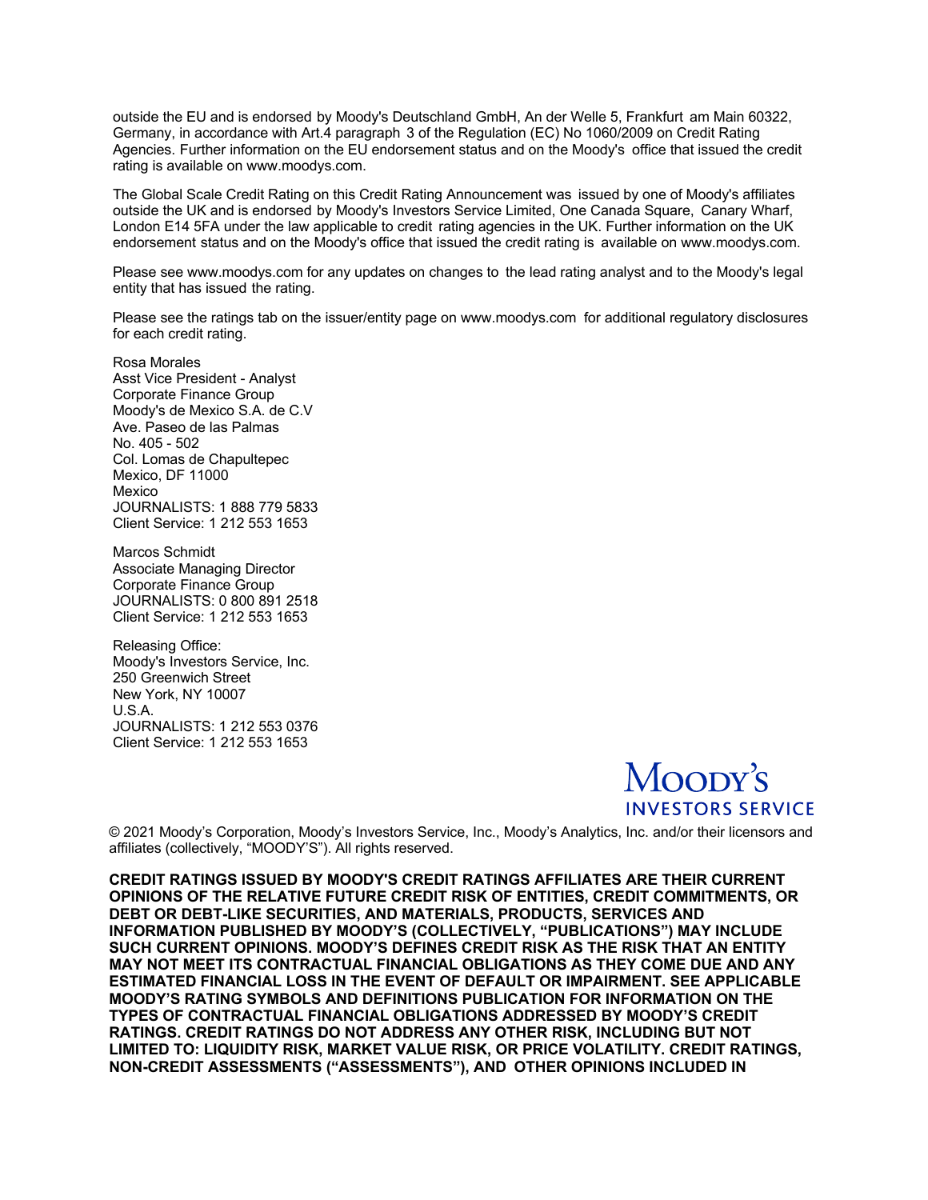outside the EU and is endorsed by Moody's Deutschland GmbH, An der Welle 5, Frankfurt am Main 60322, Germany, in accordance with Art.4 paragraph 3 of the Regulation (EC) No 1060/2009 on Credit Rating Agencies. Further information on the EU endorsement status and on the Moody's office that issued the credit rating is available on www.moodys.com.

The Global Scale Credit Rating on this Credit Rating Announcement was issued by one of Moody's affiliates outside the UK and is endorsed by Moody's Investors Service Limited, One Canada Square, Canary Wharf, London E14 5FA under the law applicable to credit rating agencies in the UK. Further information on the UK endorsement status and on the Moody's office that issued the credit rating is available on www.moodys.com.

Please see www.moodys.com for any updates on changes to the lead rating analyst and to the Moody's legal entity that has issued the rating.

Please see the ratings tab on the issuer/entity page on www.moodys.com for additional regulatory disclosures for each credit rating.

Rosa Morales
Asst Vice President - Analyst
Corporate Finance Group
Moody's de Mexico S.A. de C.V
Ave. Paseo de las Palmas
No. 405 - 502
Col. Lomas de Chapultepec
Mexico, DF 11000
Mexico
JOURNALISTS: 1 888 779 5833
Client Service: 1 212 553 1653

Marcos Schmidt
Associate Managing Director
Corporate Finance Group
JOURNALISTS: 0 800 891 2518
Client Service: 1 212 553 1653

Releasing Office:
Moody's Investors Service, Inc.
250 Greenwich Street
New York, NY 10007
U.S.A.
JOURNALISTS: 1 212 553 0376
Client Service: 1 212 553 1653

MOODY'S
INVESTORS SERVICE

© 2021 Moody's Corporation, Moody's Investors Service, Inc., Moody's Analytics, Inc. and/or their licensors and affiliates (collectively, "MOODY'S"). All rights reserved.

**CREDIT RATINGS ISSUED BY MOODY'S CREDIT RATINGS AFFILIATES ARE THEIR CURRENT OPINIONS OF THE RELATIVE FUTURE CREDIT RISK OF ENTITIES, CREDIT COMMITMENTS, OR DEBT OR DEBT-LIKE SECURITIES, AND MATERIALS, PRODUCTS, SERVICES AND INFORMATION PUBLISHED BY MOODY'S (COLLECTIVELY, "PUBLICATIONS") MAY INCLUDE SUCH CURRENT OPINIONS. MOODY'S DEFINES CREDIT RISK AS THE RISK THAT AN ENTITY MAY NOT MEET ITS CONTRACTUAL FINANCIAL OBLIGATIONS AS THEY COME DUE AND ANY ESTIMATED FINANCIAL LOSS IN THE EVENT OF DEFAULT OR IMPAIRMENT. SEE APPLICABLE MOODY'S RATING SYMBOLS AND DEFINITIONS PUBLICATION FOR INFORMATION ON THE TYPES OF CONTRACTUAL FINANCIAL OBLIGATIONS ADDRESSED BY MOODY'S CREDIT RATINGS. CREDIT RATINGS DO NOT ADDRESS ANY OTHER RISK, INCLUDING BUT NOT LIMITED TO: LIQUIDITY RISK, MARKET VALUE RISK, OR PRICE VOLATILITY. CREDIT RATINGS, NON-CREDIT ASSESSMENTS ("ASSESSMENTS"), AND OTHER OPINIONS INCLUDED IN**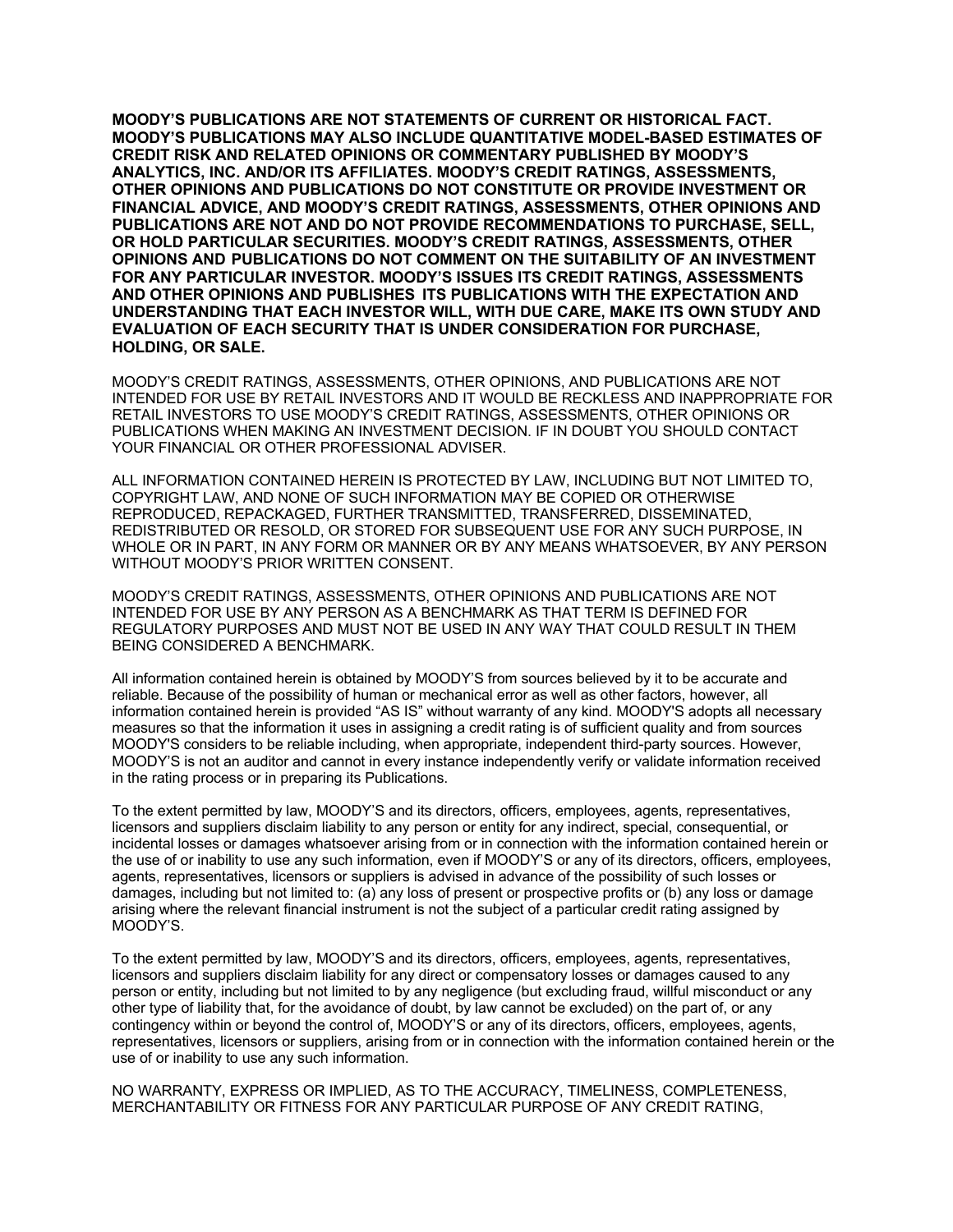**MOODY'S PUBLICATIONS ARE NOT STATEMENTS OF CURRENT OR HISTORICAL FACT. MOODY'S PUBLICATIONS MAY ALSO INCLUDE QUANTITATIVE MODEL-BASED ESTIMATES OF CREDIT RISK AND RELATED OPINIONS OR COMMENTARY PUBLISHED BY MOODY'S ANALYTICS, INC. AND/OR ITS AFFILIATES. MOODY'S CREDIT RATINGS, ASSESSMENTS, OTHER OPINIONS AND PUBLICATIONS DO NOT CONSTITUTE OR PROVIDE INVESTMENT OR FINANCIAL ADVICE, AND MOODY'S CREDIT RATINGS, ASSESSMENTS, OTHER OPINIONS AND PUBLICATIONS ARE NOT AND DO NOT PROVIDE RECOMMENDATIONS TO PURCHASE, SELL, OR HOLD PARTICULAR SECURITIES. MOODY'S CREDIT RATINGS, ASSESSMENTS, OTHER OPINIONS AND PUBLICATIONS DO NOT COMMENT ON THE SUITABILITY OF AN INVESTMENT FOR ANY PARTICULAR INVESTOR. MOODY'S ISSUES ITS CREDIT RATINGS, ASSESSMENTS AND OTHER OPINIONS AND PUBLISHES ITS PUBLICATIONS WITH THE EXPECTATION AND UNDERSTANDING THAT EACH INVESTOR WILL, WITH DUE CARE, MAKE ITS OWN STUDY AND EVALUATION OF EACH SECURITY THAT IS UNDER CONSIDERATION FOR PURCHASE, HOLDING, OR SALE.**

MOODY'S CREDIT RATINGS, ASSESSMENTS, OTHER OPINIONS, AND PUBLICATIONS ARE NOT INTENDED FOR USE BY RETAIL INVESTORS AND IT WOULD BE RECKLESS AND INAPPROPRIATE FOR RETAIL INVESTORS TO USE MOODY'S CREDIT RATINGS, ASSESSMENTS, OTHER OPINIONS OR PUBLICATIONS WHEN MAKING AN INVESTMENT DECISION. IF IN DOUBT YOU SHOULD CONTACT YOUR FINANCIAL OR OTHER PROFESSIONAL ADVISER.

ALL INFORMATION CONTAINED HEREIN IS PROTECTED BY LAW, INCLUDING BUT NOT LIMITED TO, COPYRIGHT LAW, AND NONE OF SUCH INFORMATION MAY BE COPIED OR OTHERWISE REPRODUCED, REPACKAGED, FURTHER TRANSMITTED, TRANSFERRED, DISSEMINATED, REDISTRIBUTED OR RESOLD, OR STORED FOR SUBSEQUENT USE FOR ANY SUCH PURPOSE, IN WHOLE OR IN PART, IN ANY FORM OR MANNER OR BY ANY MEANS WHATSOEVER, BY ANY PERSON WITHOUT MOODY'S PRIOR WRITTEN CONSENT.

MOODY'S CREDIT RATINGS, ASSESSMENTS, OTHER OPINIONS AND PUBLICATIONS ARE NOT INTENDED FOR USE BY ANY PERSON AS A BENCHMARK AS THAT TERM IS DEFINED FOR REGULATORY PURPOSES AND MUST NOT BE USED IN ANY WAY THAT COULD RESULT IN THEM BEING CONSIDERED A BENCHMARK.

All information contained herein is obtained by MOODY'S from sources believed by it to be accurate and reliable. Because of the possibility of human or mechanical error as well as other factors, however, all information contained herein is provided "AS IS" without warranty of any kind. MOODY'S adopts all necessary measures so that the information it uses in assigning a credit rating is of sufficient quality and from sources MOODY'S considers to be reliable including, when appropriate, independent third-party sources. However, MOODY'S is not an auditor and cannot in every instance independently verify or validate information received in the rating process or in preparing its Publications.

To the extent permitted by law, MOODY'S and its directors, officers, employees, agents, representatives, licensors and suppliers disclaim liability to any person or entity for any indirect, special, consequential, or incidental losses or damages whatsoever arising from or in connection with the information contained herein or the use of or inability to use any such information, even if MOODY'S or any of its directors, officers, employees, agents, representatives, licensors or suppliers is advised in advance of the possibility of such losses or damages, including but not limited to: (a) any loss of present or prospective profits or (b) any loss or damage arising where the relevant financial instrument is not the subject of a particular credit rating assigned by MOODY'S.

To the extent permitted by law, MOODY'S and its directors, officers, employees, agents, representatives, licensors and suppliers disclaim liability for any direct or compensatory losses or damages caused to any person or entity, including but not limited to by any negligence (but excluding fraud, willful misconduct or any other type of liability that, for the avoidance of doubt, by law cannot be excluded) on the part of, or any contingency within or beyond the control of, MOODY'S or any of its directors, officers, employees, agents, representatives, licensors or suppliers, arising from or in connection with the information contained herein or the use of or inability to use any such information.

NO WARRANTY, EXPRESS OR IMPLIED, AS TO THE ACCURACY, TIMELINESS, COMPLETENESS, MERCHANTABILITY OR FITNESS FOR ANY PARTICULAR PURPOSE OF ANY CREDIT RATING,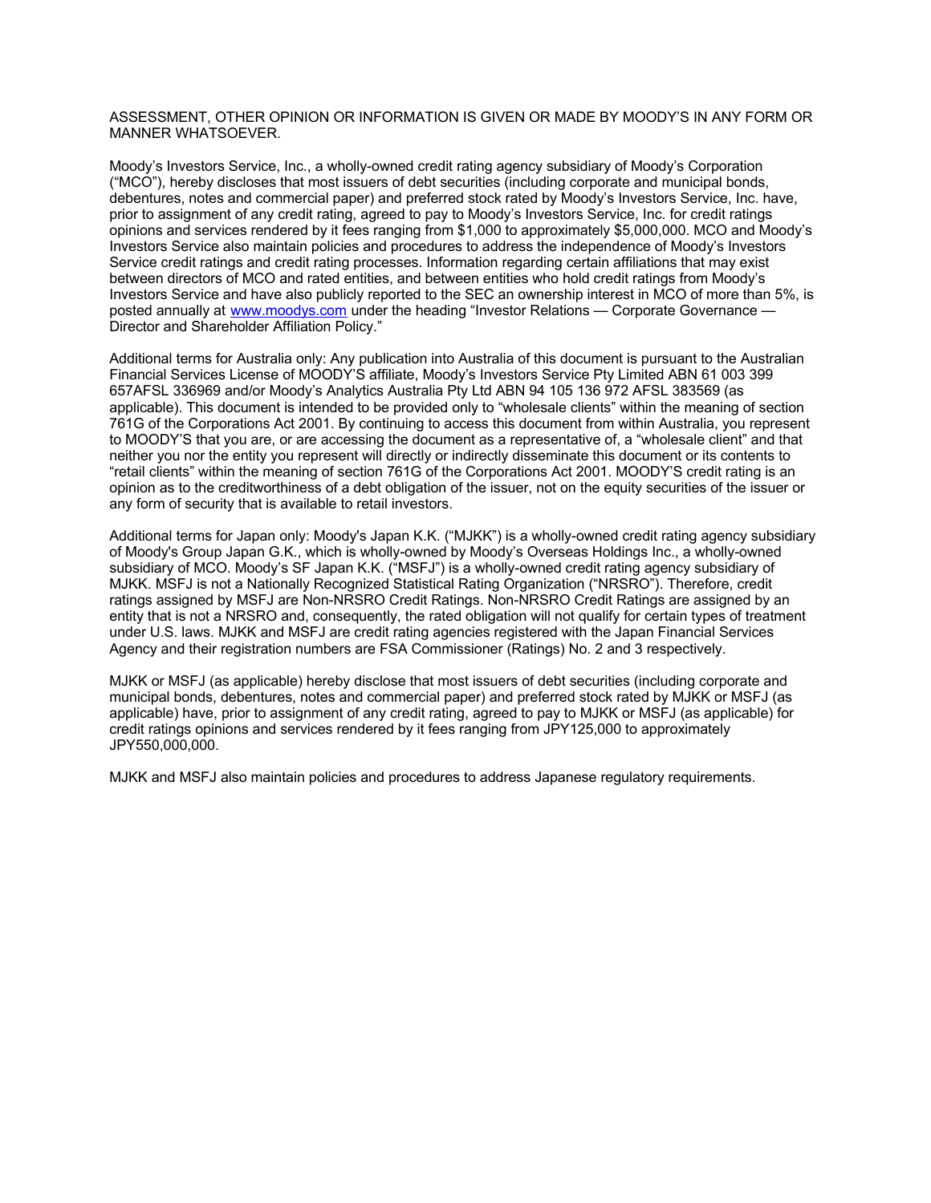ASSESSMENT, OTHER OPINION OR INFORMATION IS GIVEN OR MADE BY MOODY'S IN ANY FORM OR MANNER WHATSOEVER.

Moody's Investors Service, Inc., a wholly-owned credit rating agency subsidiary of Moody's Corporation ("MCO"), hereby discloses that most issuers of debt securities (including corporate and municipal bonds, debentures, notes and commercial paper) and preferred stock rated by Moody's Investors Service, Inc. have, prior to assignment of any credit rating, agreed to pay to Moody's Investors Service, Inc. for credit ratings opinions and services rendered by it fees ranging from $1,000 to approximately $5,000,000. MCO and Moody's Investors Service also maintain policies and procedures to address the independence of Moody's Investors Service credit ratings and credit rating processes. Information regarding certain affiliations that may exist between directors of MCO and rated entities, and between entities who hold credit ratings from Moody's Investors Service and have also publicly reported to the SEC an ownership interest in MCO of more than 5%, is posted annually at www.moodys.com under the heading "Investor Relations — Corporate Governance — Director and Shareholder Affiliation Policy."

Additional terms for Australia only: Any publication into Australia of this document is pursuant to the Australian Financial Services License of MOODY'S affiliate, Moody's Investors Service Pty Limited ABN 61 003 399 657AFSL 336969 and/or Moody's Analytics Australia Pty Ltd ABN 94 105 136 972 AFSL 383569 (as applicable). This document is intended to be provided only to "wholesale clients" within the meaning of section 761G of the Corporations Act 2001. By continuing to access this document from within Australia, you represent to MOODY'S that you are, or are accessing the document as a representative of, a "wholesale client" and that neither you nor the entity you represent will directly or indirectly disseminate this document or its contents to "retail clients" within the meaning of section 761G of the Corporations Act 2001. MOODY'S credit rating is an opinion as to the creditworthiness of a debt obligation of the issuer, not on the equity securities of the issuer or any form of security that is available to retail investors.

Additional terms for Japan only: Moody's Japan K.K. ("MJKK") is a wholly-owned credit rating agency subsidiary of Moody's Group Japan G.K., which is wholly-owned by Moody's Overseas Holdings Inc., a wholly-owned subsidiary of MCO. Moody's SF Japan K.K. ("MSFJ") is a wholly-owned credit rating agency subsidiary of MJKK. MSFJ is not a Nationally Recognized Statistical Rating Organization ("NRSRO"). Therefore, credit ratings assigned by MSFJ are Non-NRSRO Credit Ratings. Non-NRSRO Credit Ratings are assigned by an entity that is not a NRSRO and, consequently, the rated obligation will not qualify for certain types of treatment under U.S. laws. MJKK and MSFJ are credit rating agencies registered with the Japan Financial Services Agency and their registration numbers are FSA Commissioner (Ratings) No. 2 and 3 respectively.

MJKK or MSFJ (as applicable) hereby disclose that most issuers of debt securities (including corporate and municipal bonds, debentures, notes and commercial paper) and preferred stock rated by MJKK or MSFJ (as applicable) have, prior to assignment of any credit rating, agreed to pay to MJKK or MSFJ (as applicable) for credit ratings opinions and services rendered by it fees ranging from JPY125,000 to approximately JPY550,000,000.

MJKK and MSFJ also maintain policies and procedures to address Japanese regulatory requirements.